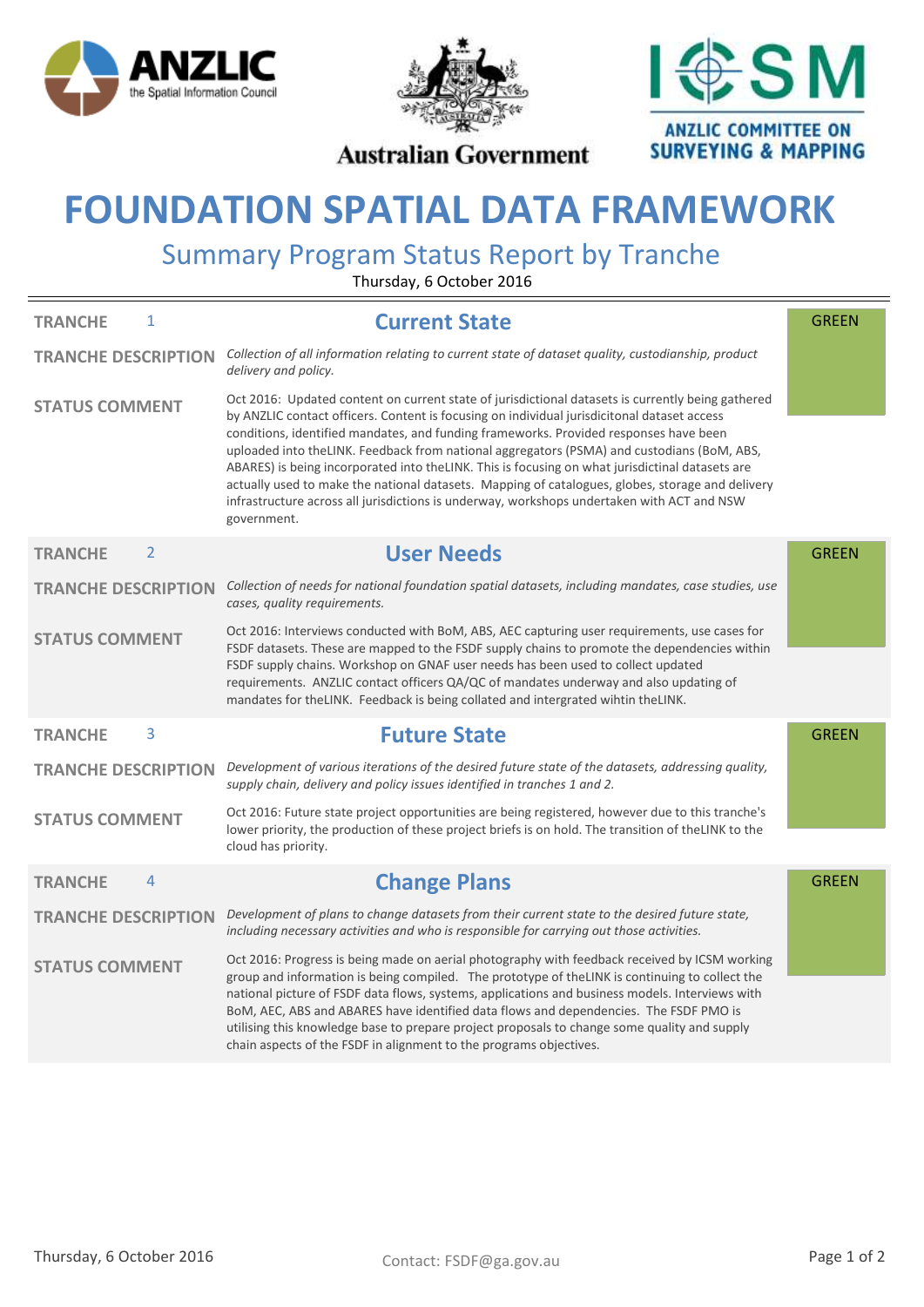ANZLIC the Spatial Information Council

Australian Government

ICSM ANZLIC COMMITTEE ON SURVEYING & MAPPING

# FOUNDATION SPATIAL DATA FRAMEWORK

## Summary Program Status Report by Tranche

Thursday, 6 October 2016

---

### TRANCHE 1 — Current State

**Status:** GREEN

**TRANCHE DESCRIPTION**

*Collection of all information relating to current state of dataset quality, custodianship, product delivery and policy.*

**STATUS COMMENT**

Oct 2016: Updated content on current state of jurisdictional datasets is currently being gathered by ANZLIC contact officers. Content is focusing on individual jurisdicitonal dataset access conditions, identified mandates, and funding frameworks. Provided responses have been uploaded into theLINK. Feedback from national aggregators (PSMA) and custodians (BoM, ABS, ABARES) is being incorporated into theLINK. This is focusing on what jurisdictinal datasets are actually used to make the national datasets. Mapping of catalogues, globes, storage and delivery infrastructure across all jurisdictions is underway, workshops undertaken with ACT and NSW government.

### TRANCHE 2 — User Needs

**Status:** GREEN

**TRANCHE DESCRIPTION**

*Collection of needs for national foundation spatial datasets, including mandates, case studies, use cases, quality requirements.*

**STATUS COMMENT**

Oct 2016: Interviews conducted with BoM, ABS, AEC capturing user requirements, use cases for FSDF datasets. These are mapped to the FSDF supply chains to promote the dependencies within FSDF supply chains. Workshop on GNAF user needs has been used to collect updated requirements. ANZLIC contact officers QA/QC of mandates underway and also updating of mandates for theLINK. Feedback is being collated and intergrated wihtin theLINK.

### TRANCHE 3 — Future State

**Status:** GREEN

**TRANCHE DESCRIPTION**

*Development of various iterations of the desired future state of the datasets, addressing quality, supply chain, delivery and policy issues identified in tranches 1 and 2.*

**STATUS COMMENT**

Oct 2016: Future state project opportunities are being registered, however due to this tranche's lower priority, the production of these project briefs is on hold. The transition of theLINK to the cloud has priority.

### TRANCHE 4 — Change Plans

**Status:** GREEN

**TRANCHE DESCRIPTION**

*Development of plans to change datasets from their current state to the desired future state, including necessary activities and who is responsible for carrying out those activities.*

**STATUS COMMENT**

Oct 2016: Progress is being made on aerial photography with feedback received by ICSM working group and information is being compiled. The prototype of theLINK is continuing to collect the national picture of FSDF data flows, systems, applications and business models. Interviews with BoM, AEC, ABS and ABARES have identified data flows and dependencies. The FSDF PMO is utilising this knowledge base to prepare project proposals to change some quality and supply chain aspects of the FSDF in alignment to the programs objectives.

Contact: FSDF@ga.gov.au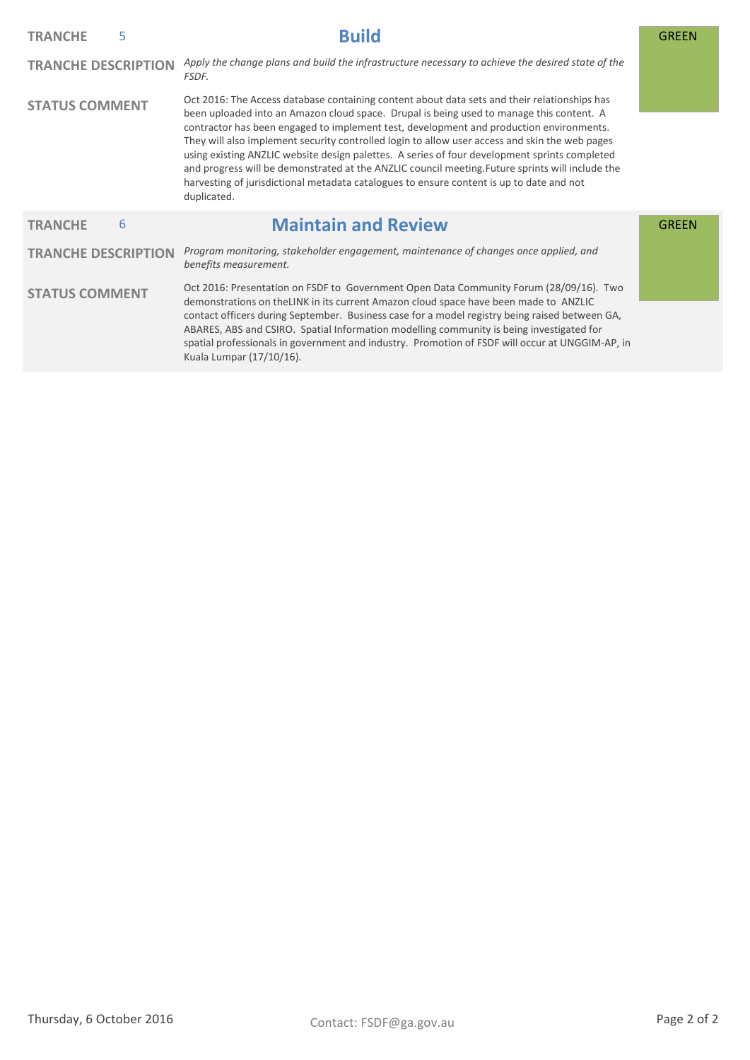**TRANCHE** 5

## Build

GREEN

**TRANCHE DESCRIPTION** *Apply the change plans and build the infrastructure necessary to achieve the desired state of the FSDF.*

**STATUS COMMENT** Oct 2016: The Access database containing content about data sets and their relationships has been uploaded into an Amazon cloud space. Drupal is being used to manage this content. A contractor has been engaged to implement test, development and production environments. They will also implement security controlled login to allow user access and skin the web pages using existing ANZLIC website design palettes. A series of four development sprints completed and progress will be demonstrated at the ANZLIC council meeting.Future sprints will include the harvesting of jurisdictional metadata catalogues to ensure content is up to date and not duplicated.

**TRANCHE** 6

## Maintain and Review

GREEN

**TRANCHE DESCRIPTION** *Program monitoring, stakeholder engagement, maintenance of changes once applied, and benefits measurement.*

**STATUS COMMENT** Oct 2016: Presentation on FSDF to Government Open Data Community Forum (28/09/16). Two demonstrations on theLINK in its current Amazon cloud space have been made to ANZLIC contact officers during September. Business case for a model registry being raised between GA, ABARES, ABS and CSIRO. Spatial Information modelling community is being investigated for spatial professionals in government and industry. Promotion of FSDF will occur at UNGGIM-AP, in Kuala Lumpar (17/10/16).

Thursday, 6 October 2016

Contact: FSDF@ga.gov.au